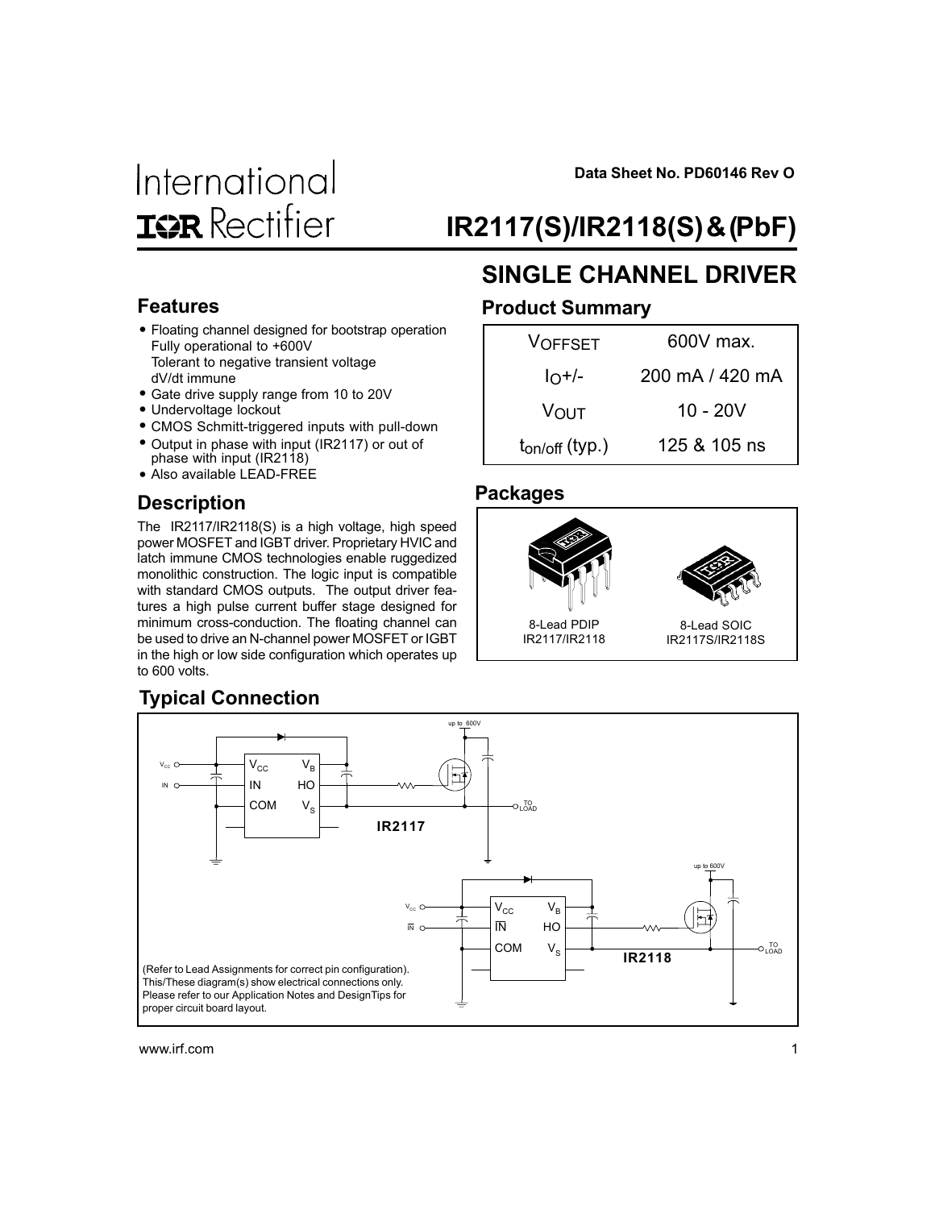International
IOR Rectifier

Data Sheet No. PD60146 Rev O

# IR2117(S)/IR2118(S) & (PbF)

## SINGLE CHANNEL DRIVER

## Features

- Floating channel designed for bootstrap operation
  Fully operational to +600V
  Tolerant to negative transient voltage
  dV/dt immune
- Gate drive supply range from 10 to 20V
- Undervoltage lockout
- CMOS Schmitt-triggered inputs with pull-down
- Output in phase with input (IR2117) or out of phase with input (IR2118)
- Also available LEAD-FREE

## Product Summary

| | |
|---|---|
| $V_{OFFSET}$ | 600V max. |
| $I_O$+/- | 200 mA / 420 mA |
| $V_{OUT}$ | 10 - 20V |
| $t_{on/off}$ (typ.) | 125 & 105 ns |

## Description

The IR2117/IR2118(S) is a high voltage, high speed power MOSFET and IGBT driver. Proprietary HVIC and latch immune CMOS technologies enable ruggedized monolithic construction. The logic input is compatible with standard CMOS outputs. The output driver features a high pulse current buffer stage designed for minimum cross-conduction. The floating channel can be used to drive an N-channel power MOSFET or IGBT in the high or low side configuration which operates up to 600 volts.

## Packages

8-Lead PDIP
IR2117/IR2118

8-Lead SOIC
IR2117S/IR2118S

## Typical Connection

(Refer to Lead Assignments for correct pin configuration). This/These diagram(s) show electrical connections only. Please refer to our Application Notes and DesignTips for proper circuit board layout.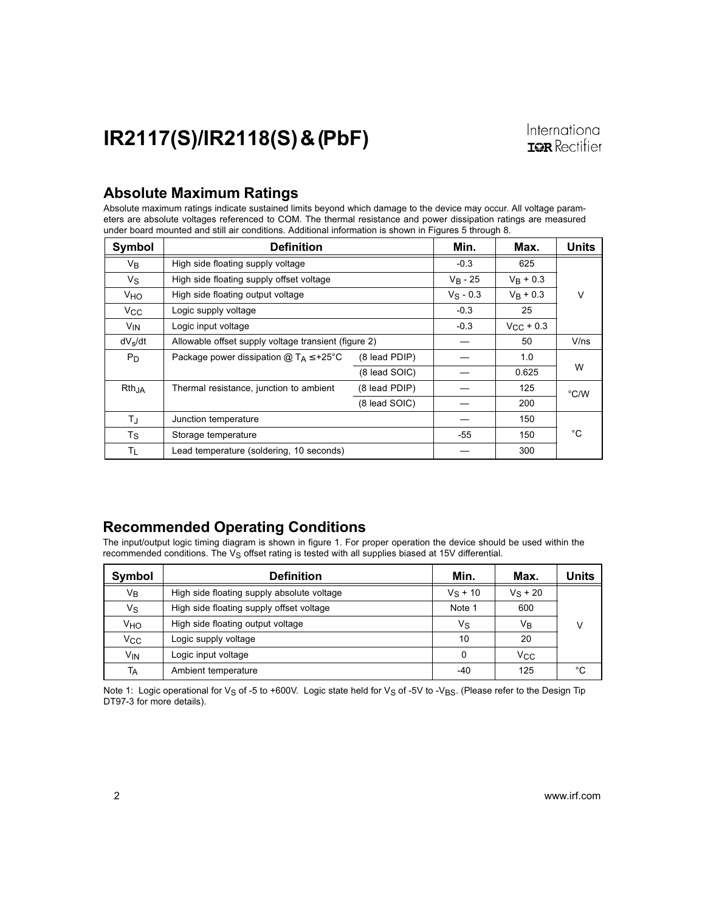## Absolute Maximum Ratings

Absolute maximum ratings indicate sustained limits beyond which damage to the device may occur. All voltage parameters are absolute voltages referenced to COM. The thermal resistance and power dissipation ratings are measured under board mounted and still air conditions. Additional information is shown in Figures 5 through 8.

| Symbol | Definition | | Min. | Max. | Units |
|---|---|---|---|---|---|
| $V_B$ | High side floating supply voltage | | -0.3 | 625 | V |
| $V_S$ | High side floating supply offset voltage | | $V_B$ - 25 | $V_B$ + 0.3 | |
| $V_{HO}$ | High side floating output voltage | | $V_S$ - 0.3 | $V_B$ + 0.3 | |
| $V_{CC}$ | Logic supply voltage | | -0.3 | 25 | |
| $V_{IN}$ | Logic input voltage | | -0.3 | $V_{CC}$ + 0.3 | |
| $dV_s/dt$ | Allowable offset supply voltage transient (figure 2) | | — | 50 | V/ns |
| $P_D$ | Package power dissipation @ $T_A \leq$ +25°C | (8 lead PDIP) | — | 1.0 | W |
| | | (8 lead SOIC) | — | 0.625 | |
| $Rth_{JA}$ | Thermal resistance, junction to ambient | (8 lead PDIP) | — | 125 | °C/W |
| | | (8 lead SOIC) | — | 200 | |
| $T_J$ | Junction temperature | | — | 150 | °C |
| $T_S$ | Storage temperature | | -55 | 150 | |
| $T_L$ | Lead temperature (soldering, 10 seconds) | | — | 300 | |

## Recommended Operating Conditions

The input/output logic timing diagram is shown in figure 1. For proper operation the device should be used within the recommended conditions. The $V_S$ offset rating is tested with all supplies biased at 15V differential.

| Symbol | Definition | Min. | Max. | Units |
|---|---|---|---|---|
| $V_B$ | High side floating supply absolute voltage | $V_S$ + 10 | $V_S$ + 20 | V |
| $V_S$ | High side floating supply offset voltage | Note 1 | 600 | |
| $V_{HO}$ | High side floating output voltage | $V_S$ | $V_B$ | |
| $V_{CC}$ | Logic supply voltage | 10 | 20 | |
| $V_{IN}$ | Logic input voltage | 0 | $V_{CC}$ | |
| $T_A$ | Ambient temperature | -40 | 125 | °C |

Note 1: Logic operational for $V_S$ of -5 to +600V. Logic state held for $V_S$ of -5V to $-V_{BS}$. (Please refer to the Design Tip DT97-3 for more details).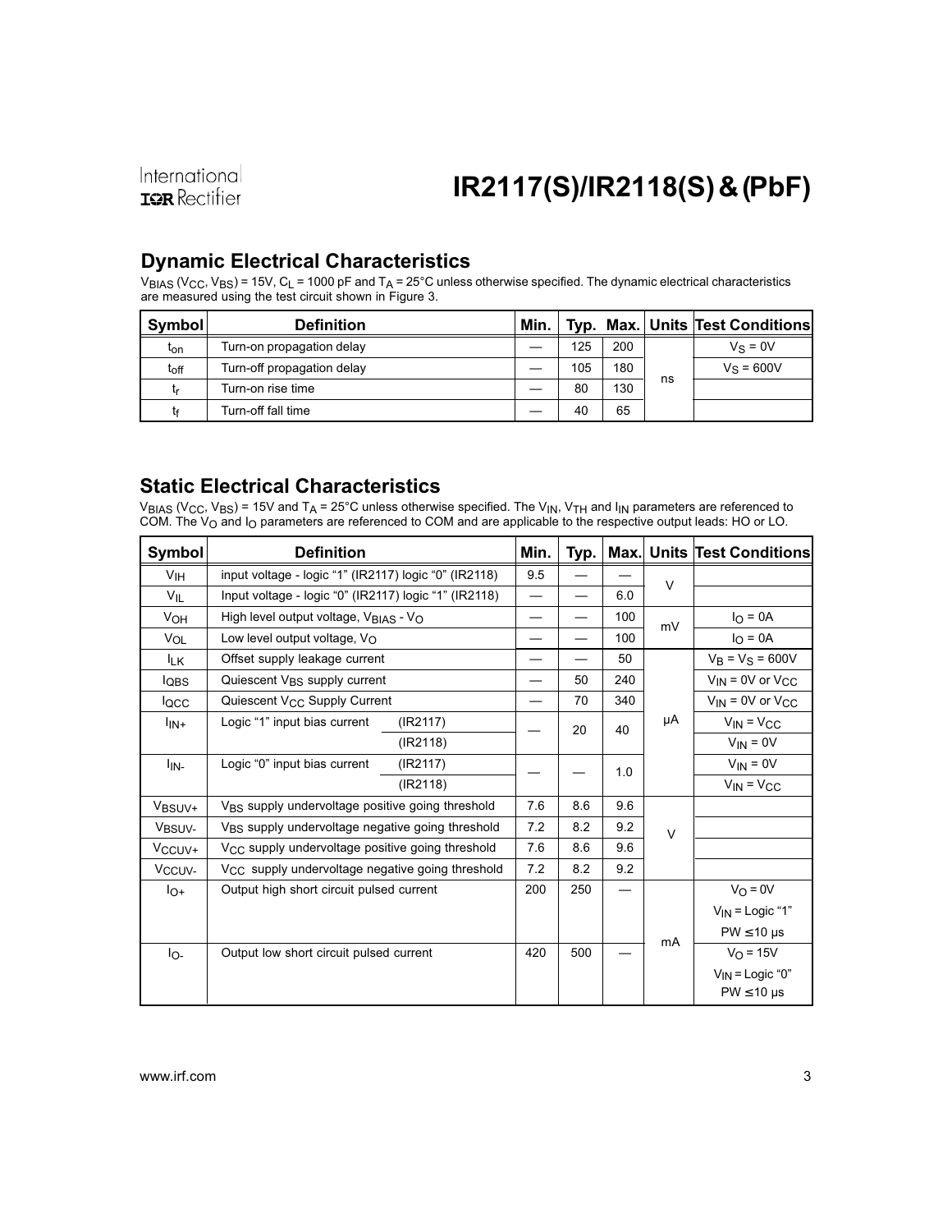## Dynamic Electrical Characteristics

$V_{BIAS}$ ($V_{CC}$, $V_{BS}$) = 15V, $C_L$ = 1000 pF and $T_A$ = 25°C unless otherwise specified. The dynamic electrical characteristics are measured using the test circuit shown in Figure 3.

| Symbol | Definition | Min. | Typ. | Max. | Units | Test Conditions |
|---|---|---|---|---|---|---|
| $t_{on}$ | Turn-on propagation delay | — | 125 | 200 | ns | $V_S$ = 0V |
| $t_{off}$ | Turn-off propagation delay | — | 105 | 180 | | $V_S$ = 600V |
| $t_r$ | Turn-on rise time | — | 80 | 130 | | |
| $t_f$ | Turn-off fall time | — | 40 | 65 | | |

## Static Electrical Characteristics

$V_{BIAS}$ ($V_{CC}$, $V_{BS}$) = 15V and $T_A$ = 25°C unless otherwise specified. The $V_{IN}$, $V_{TH}$ and $I_{IN}$ parameters are referenced to COM. The $V_O$ and $I_O$ parameters are referenced to COM and are applicable to the respective output leads: HO or LO.

| Symbol | Definition | | Min. | Typ. | Max. | Units | Test Conditions |
|---|---|---|---|---|---|---|---|
| $V_{IH}$ | input voltage - logic "1" (IR2117) logic "0" (IR2118) | | 9.5 | — | — | V | |
| $V_{IL}$ | Input voltage - logic "0" (IR2117) logic "1" (IR2118) | | — | — | 6.0 | | |
| $V_{OH}$ | High level output voltage, $V_{BIAS}$ - $V_O$ | | — | — | 100 | mV | $I_O$ = 0A |
| $V_{OL}$ | Low level output voltage, $V_O$ | | — | — | 100 | | $I_O$ = 0A |
| $I_{LK}$ | Offset supply leakage current | | — | — | 50 | µA | $V_B$ = $V_S$ = 600V |
| $I_{QBS}$ | Quiescent $V_{BS}$ supply current | | — | 50 | 240 | | $V_{IN}$ = 0V or $V_{CC}$ |
| $I_{QCC}$ | Quiescent $V_{CC}$ Supply Current | | — | 70 | 340 | | $V_{IN}$ = 0V or $V_{CC}$ |
| $I_{IN+}$ | Logic "1" input bias current | (IR2117) | — | 20 | 40 | | $V_{IN}$ = $V_{CC}$ |
| | | (IR2118) | | | | | $V_{IN}$ = 0V |
| $I_{IN-}$ | Logic "0" input bias current | (IR2117) | — | — | 1.0 | | $V_{IN}$ = 0V |
| | | (IR2118) | | | | | $V_{IN}$ = $V_{CC}$ |
| $V_{BSUV+}$ | $V_{BS}$ supply undervoltage positive going threshold | | 7.6 | 8.6 | 9.6 | V | |
| $V_{BSUV-}$ | $V_{BS}$ supply undervoltage negative going threshold | | 7.2 | 8.2 | 9.2 | | |
| $V_{CCUV+}$ | $V_{CC}$ supply undervoltage positive going threshold | | 7.6 | 8.6 | 9.6 | | |
| $V_{CCUV-}$ | $V_{CC}$ supply undervoltage negative going threshold | | 7.2 | 8.2 | 9.2 | | |
| $I_{O+}$ | Output high short circuit pulsed current | | 200 | 250 | — | mA | $V_O$ = 0V, $V_{IN}$ = Logic "1", PW ≤ 10 µs |
| $I_{O-}$ | Output low short circuit pulsed current | | 420 | 500 | — | | $V_O$ = 15V, $V_{IN}$ = Logic "0", PW ≤ 10 µs |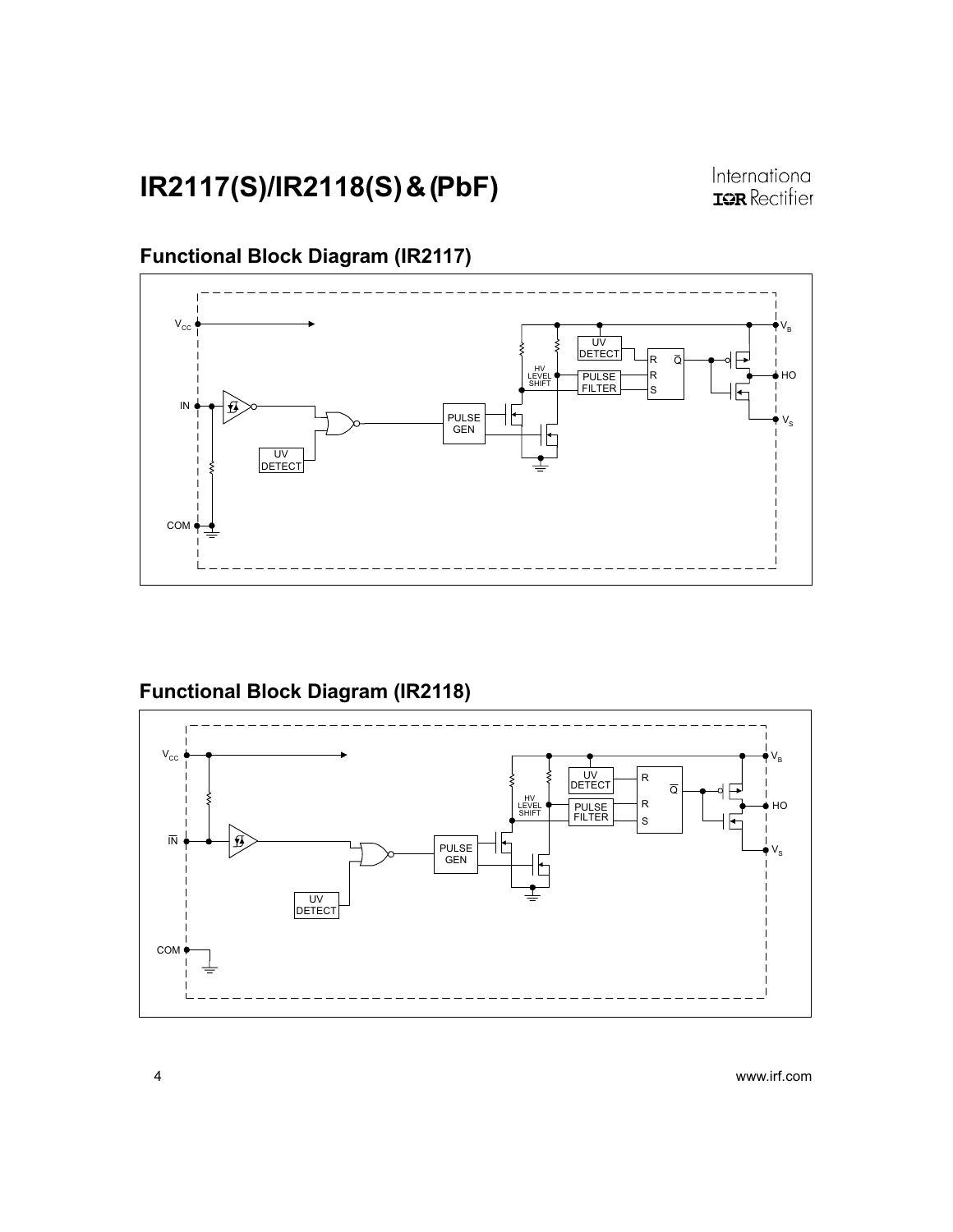## Functional Block Diagram (IR2117)

## Functional Block Diagram (IR2118)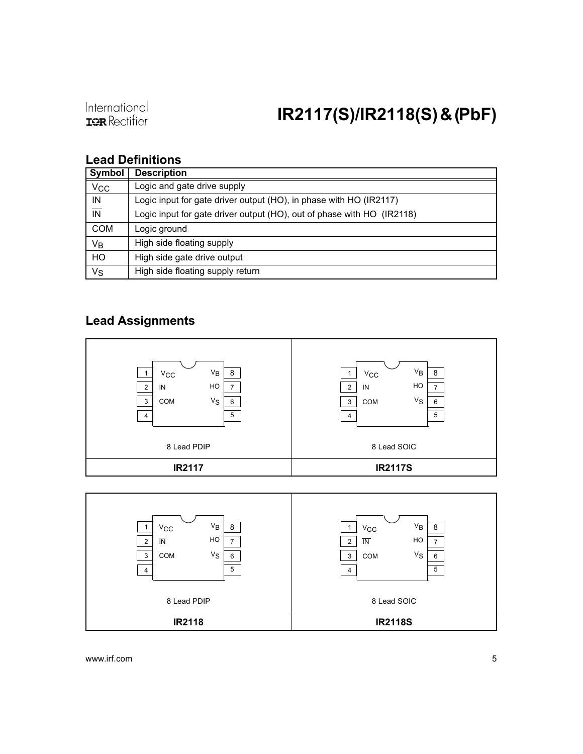## Lead Definitions

| Symbol | Description |
|---|---|
| $V_{CC}$ | Logic and gate drive supply |
| IN | Logic input for gate driver output (HO), in phase with HO (IR2117) |
| $\overline{IN}$ | Logic input for gate driver output (HO), out of phase with HO (IR2118) |
| COM | Logic ground |
| $V_B$ | High side floating supply |
| HO | High side gate drive output |
| $V_S$ | High side floating supply return |

## Lead Assignments

| Pin | IR2117 (8 Lead PDIP) | IR2117S (8 Lead SOIC) |
|---|---|---|
| 1 | $V_{CC}$ | $V_{CC}$ |
| 2 | IN | IN |
| 3 | COM | COM |
| 4 | | |
| 5 | | |
| 6 | $V_S$ | $V_S$ |
| 7 | HO | HO |
| 8 | $V_B$ | $V_B$ |

| Pin | IR2118 (8 Lead PDIP) | IR2118S (8 Lead SOIC) |
|---|---|---|
| 1 | $V_{CC}$ | $V_{CC}$ |
| 2 | $\overline{IN}$ | $\overline{IN}$ |
| 3 | COM | COM |
| 4 | | |
| 5 | | |
| 6 | $V_S$ | $V_S$ |
| 7 | HO | HO |
| 8 | $V_B$ | $V_B$ |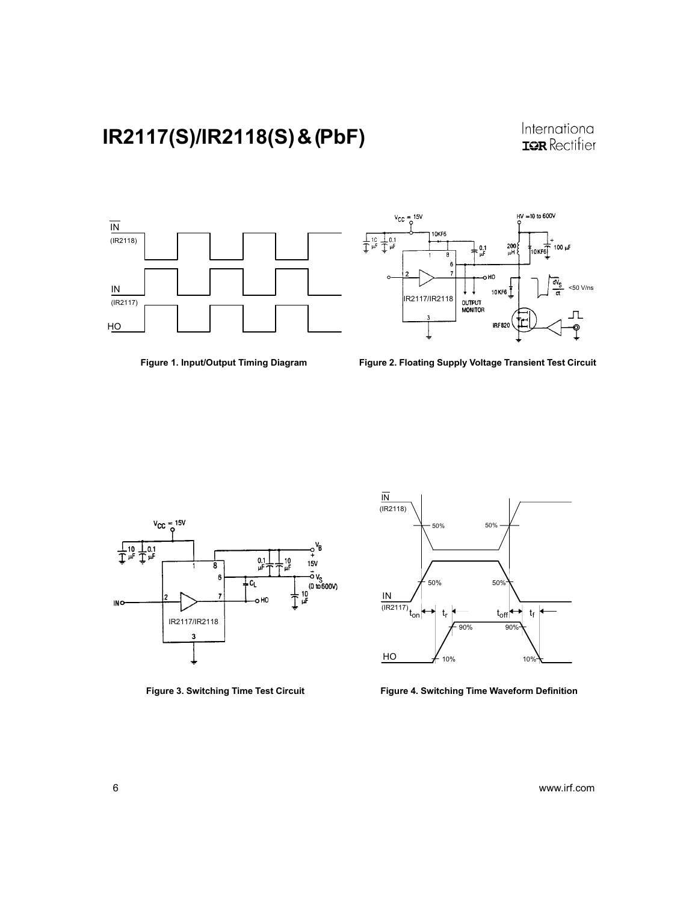Figure 1. Input/Output Timing Diagram

Figure 2. Floating Supply Voltage Transient Test Circuit

Figure 3. Switching Time Test Circuit

Figure 4. Switching Time Waveform Definition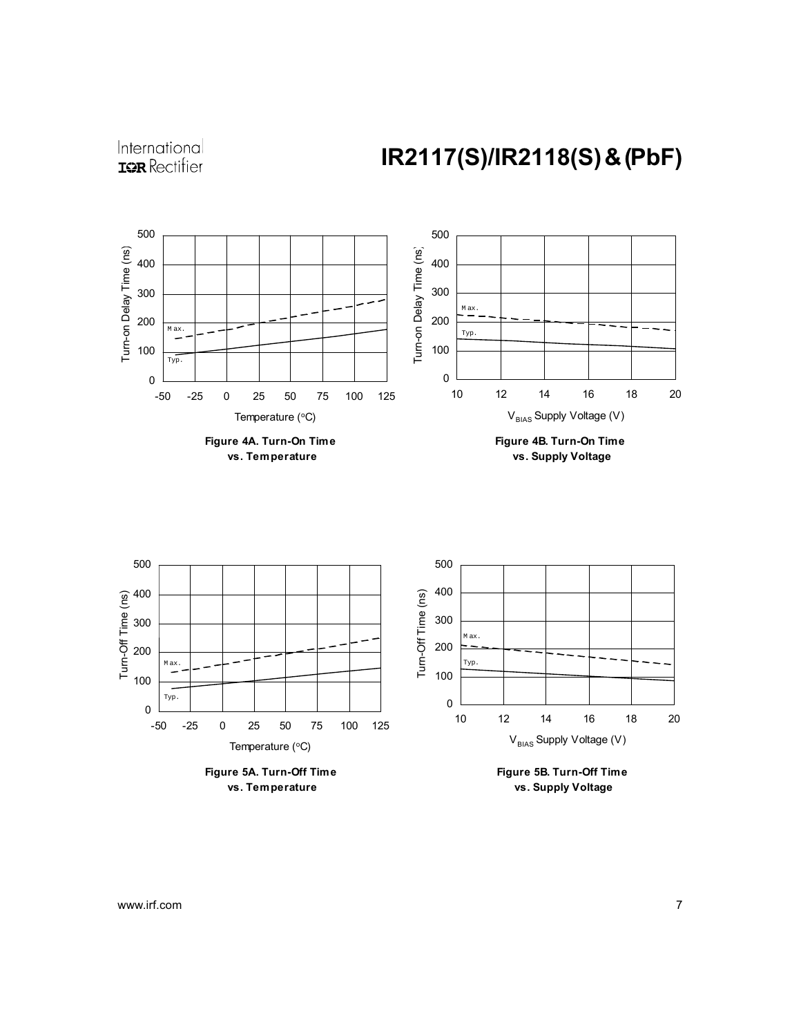Figure 4A. Turn-On Time vs. Temperature

Figure 4B. Turn-On Time vs. Supply Voltage

Figure 5A. Turn-Off Time vs. Temperature

Figure 5B. Turn-Off Time vs. Supply Voltage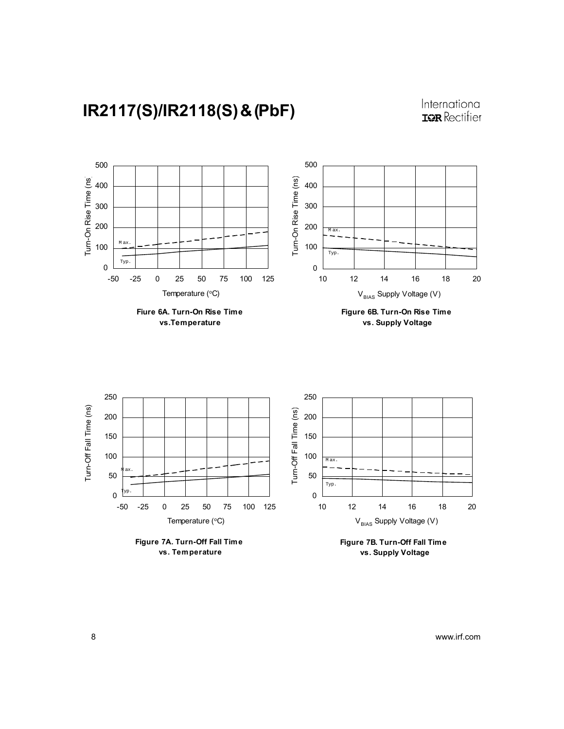Fiure 6A. Turn-On Rise Time vs.Temperature

Figure 6B. Turn-On Rise Time vs. Supply Voltage

Figure 7A. Turn-Off Fall Time vs. Temperature

Figure 7B. Turn-Off Fall Time vs. Supply Voltage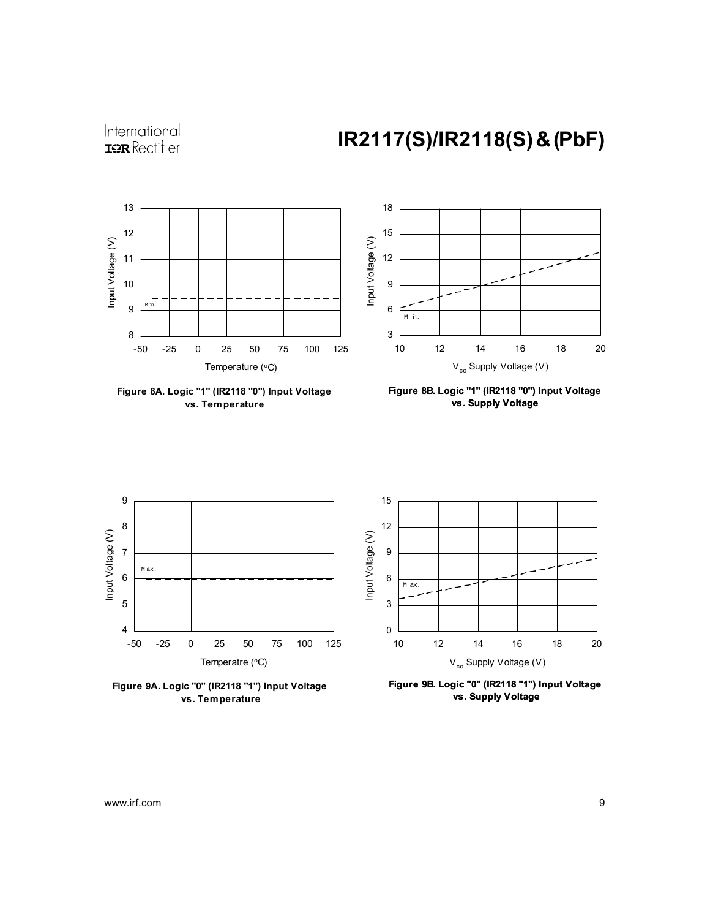Figure 8A. Logic "1" (IR2118 "0") Input Voltage vs. Temperature

Figure 8B. Logic "1" (IR2118 "0") Input Voltage vs. Supply Voltage

Figure 9A. Logic "0" (IR2118 "1") Input Voltage vs. Temperature

Figure 9B. Logic "0" (IR2118 "1") Input Voltage vs. Supply Voltage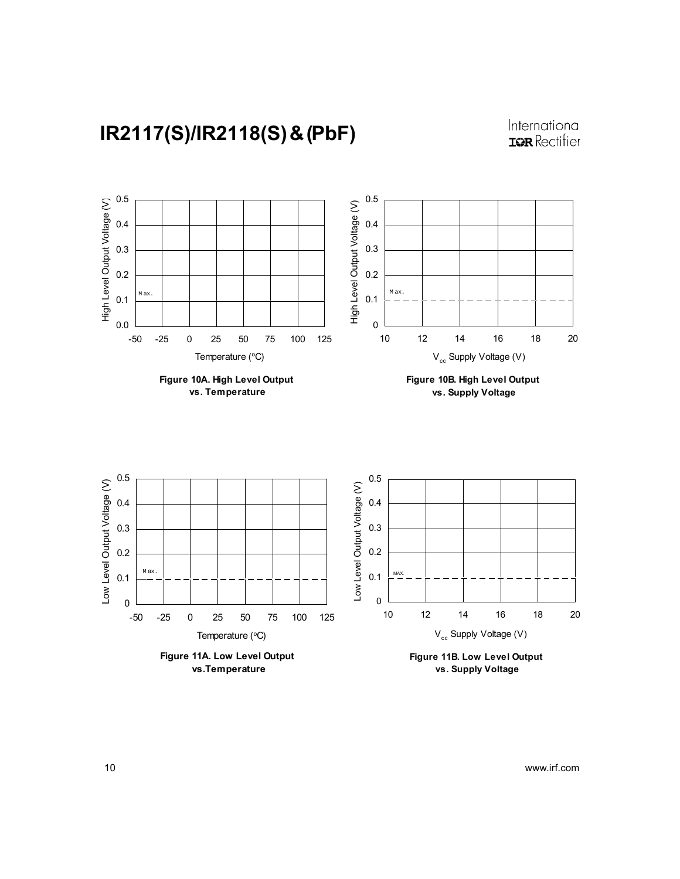Figure 10A. High Level Output vs. Temperature

Figure 10B. High Level Output vs. Supply Voltage

Figure 11A. Low Level Output vs.Temperature

Figure 11B. Low Level Output vs. Supply Voltage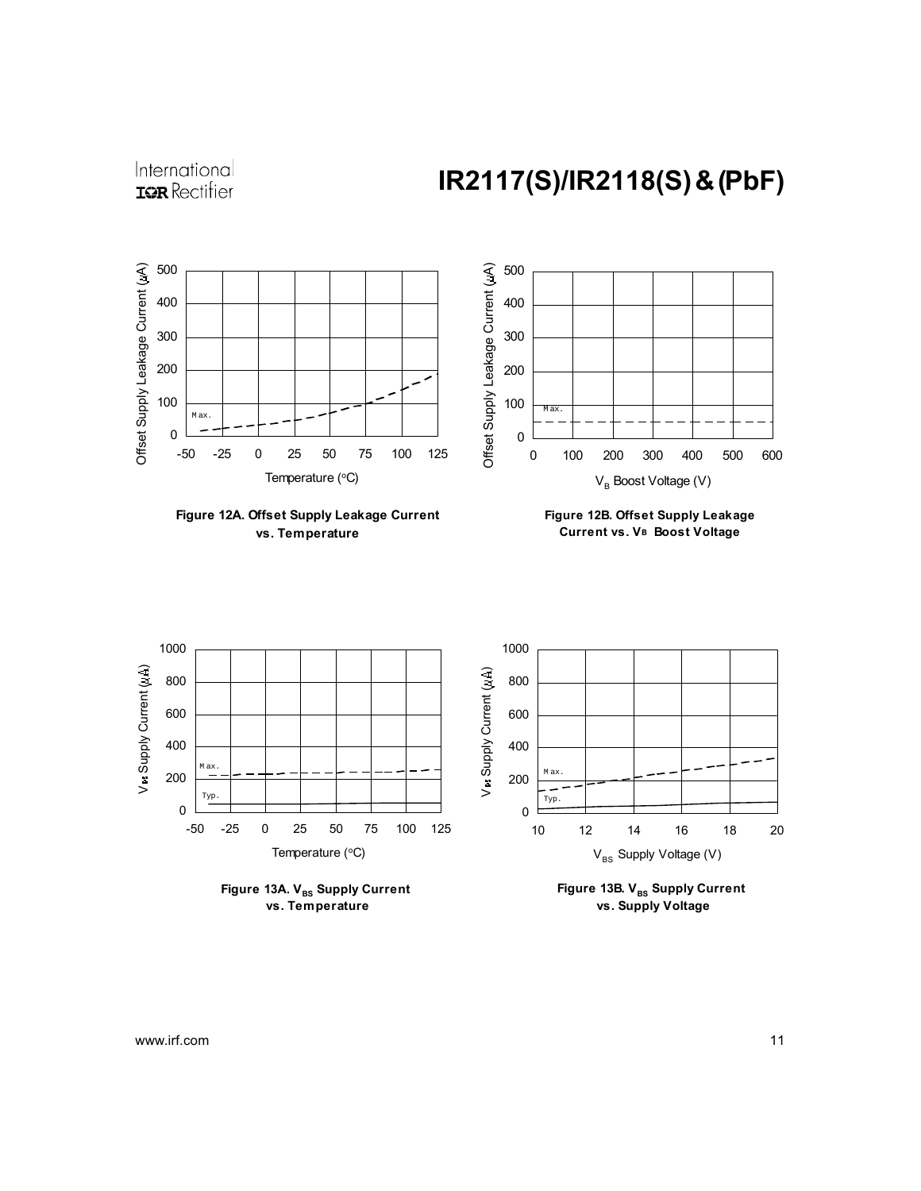Figure 12A. Offset Supply Leakage Current vs. Temperature

Figure 12B. Offset Supply Leakage Current vs. $V_B$ Boost Voltage

Figure 13A. $V_{BS}$ Supply Current vs. Temperature

Figure 13B. $V_{BS}$ Supply Current vs. Supply Voltage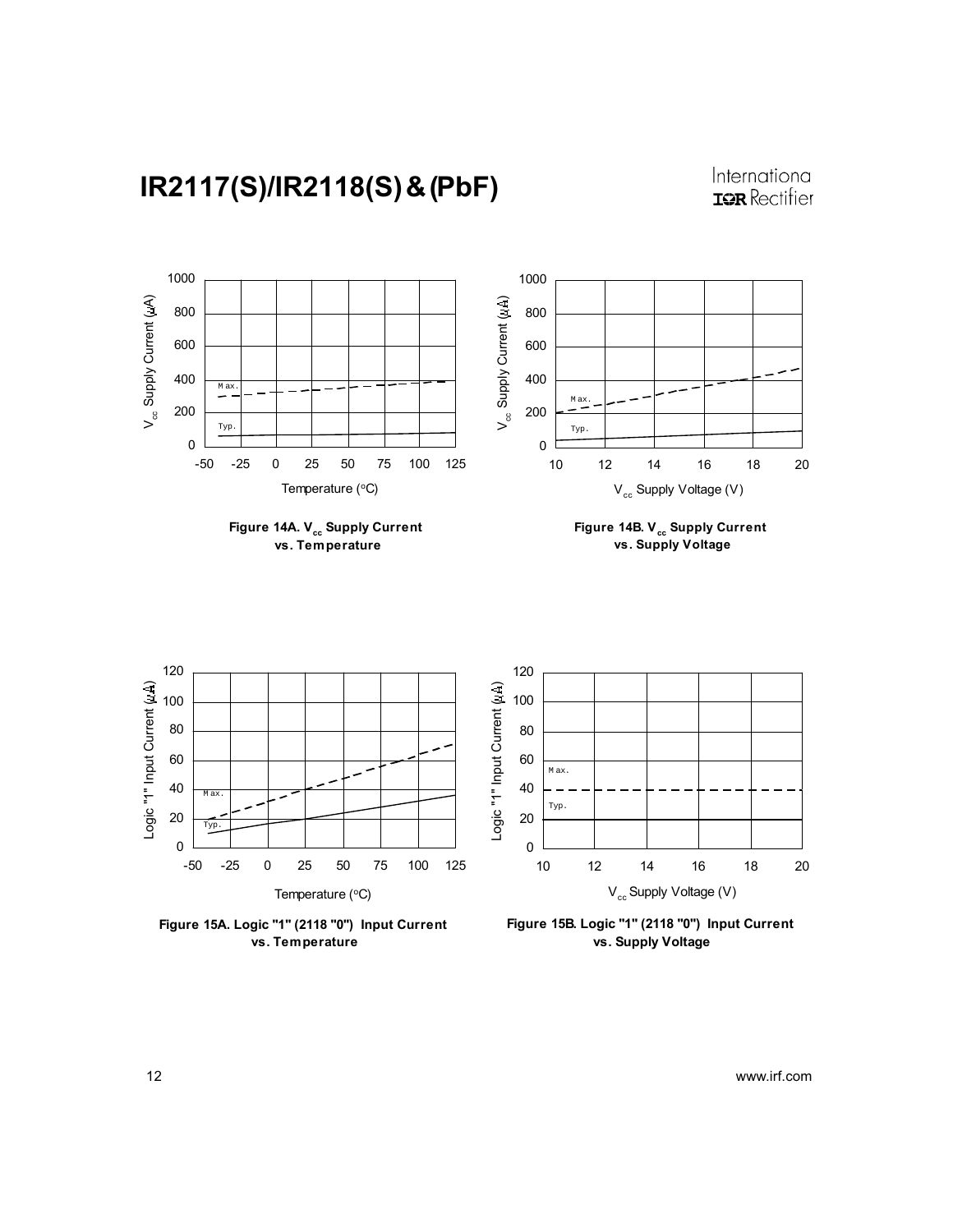Figure 14A. $V_{cc}$ Supply Current vs. Temperature

Figure 14B. $V_{cc}$ Supply Current vs. Supply Voltage

Figure 15A. Logic "1" (2118 "0") Input Current vs. Temperature

Figure 15B. Logic "1" (2118 "0") Input Current vs. Supply Voltage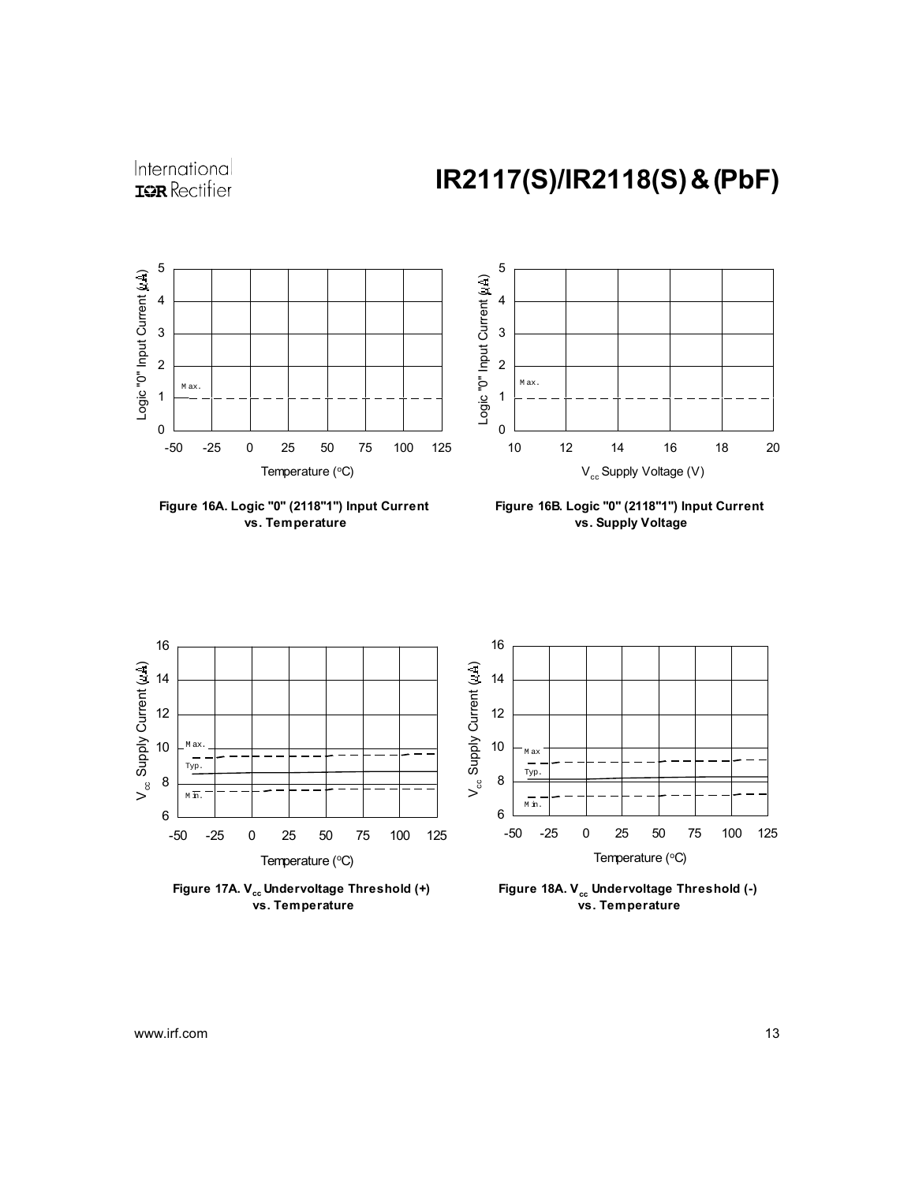Figure 16A. Logic "0" (2118"1") Input Current vs. Temperature

Figure 16B. Logic "0" (2118"1") Input Current vs. Supply Voltage

Figure 17A. $V_{cc}$ Undervoltage Threshold (+) vs. Temperature

Figure 18A. $V_{cc}$ Undervoltage Threshold (-) vs. Temperature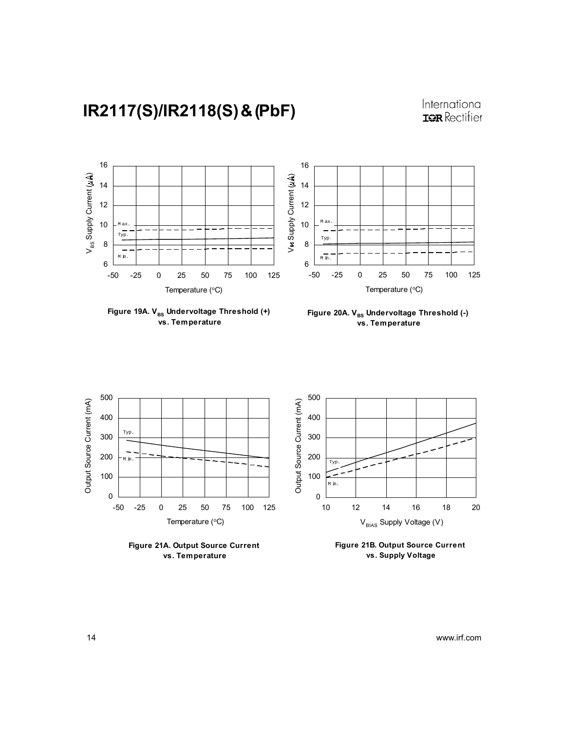Figure 19A. $V_{BS}$ Undervoltage Threshold (+) vs. Temperature

Figure 20A. $V_{BS}$ Undervoltage Threshold (-) vs. Temperature

Figure 21A. Output Source Current vs. Temperature

Figure 21B. Output Source Current vs. Supply Voltage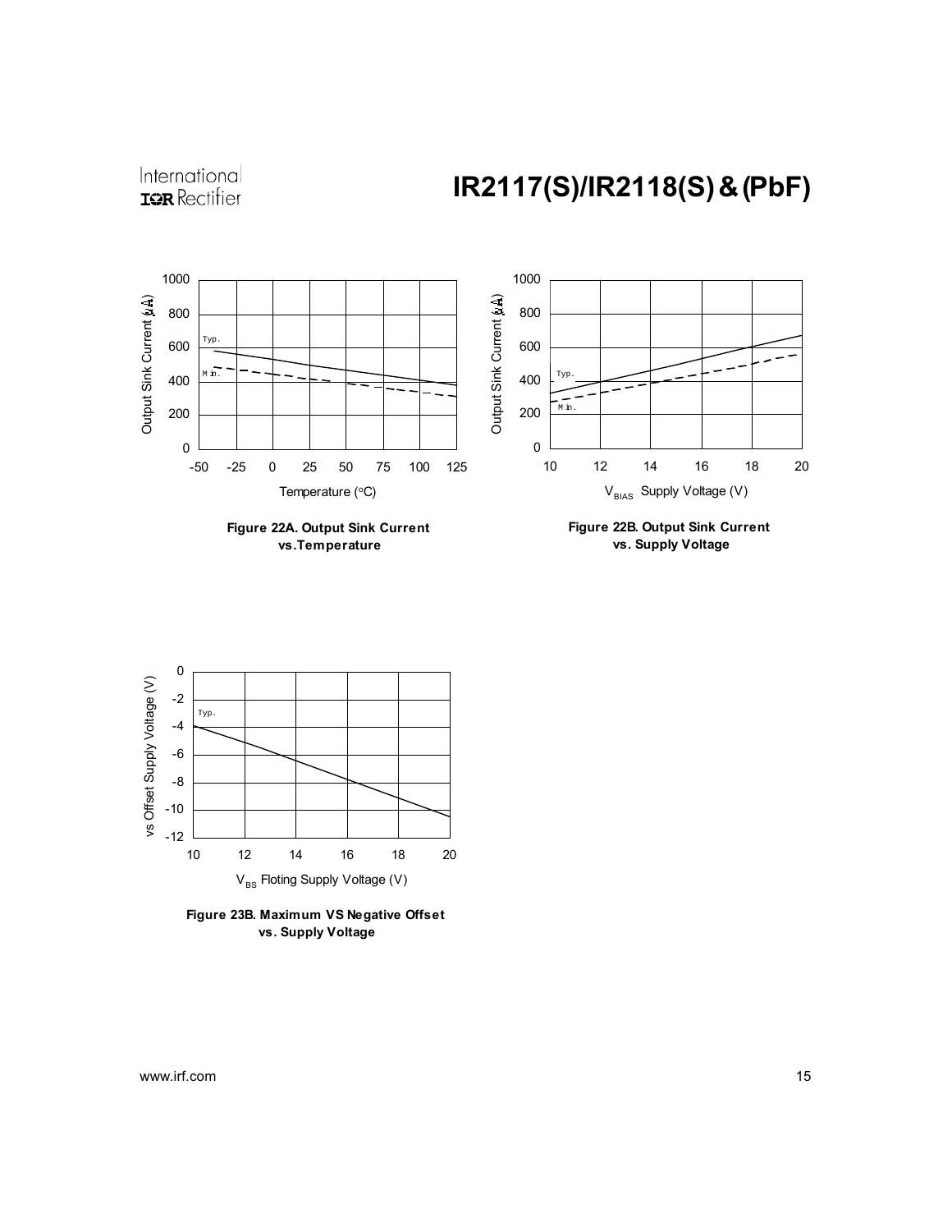Figure 22A. Output Sink Current vs.Temperature

Figure 22B. Output Sink Current vs. Supply Voltage

Figure 23B. Maximum VS Negative Offset vs. Supply Voltage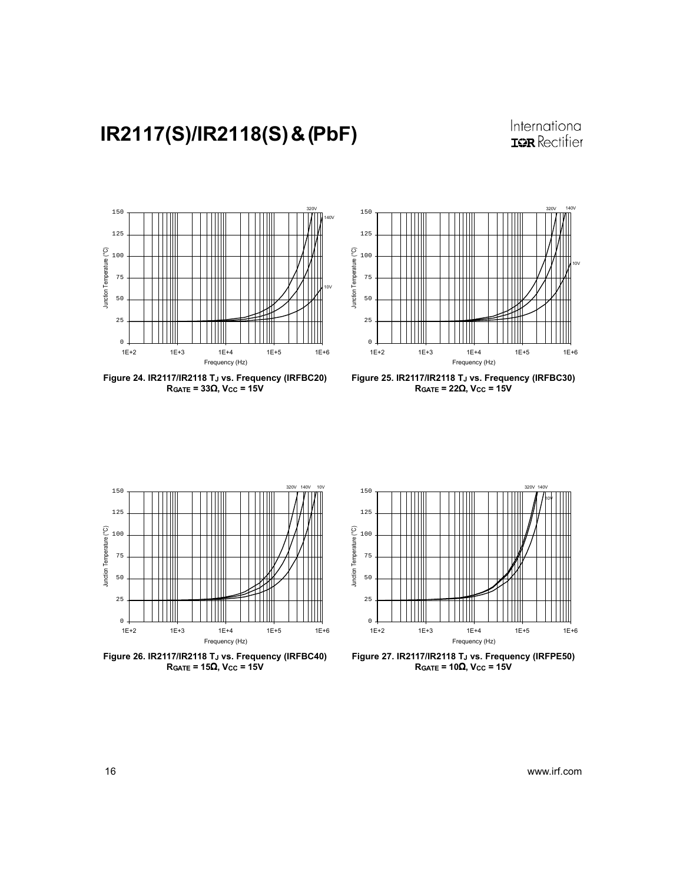Figure 24. IR2117/IR2118 $T_J$ vs. Frequency (IRFBC20) $R_{GATE} = 33\Omega$, $V_{CC} = 15V$

Figure 25. IR2117/IR2118 $T_J$ vs. Frequency (IRFBC30) $R_{GATE} = 22\Omega$, $V_{CC} = 15V$

Figure 26. IR2117/IR2118 $T_J$ vs. Frequency (IRFBC40) $R_{GATE} = 15\Omega$, $V_{CC} = 15V$

Figure 27. IR2117/IR2118 $T_J$ vs. Frequency (IRFPE50) $R_{GATE} = 10\Omega$, $V_{CC} = 15V$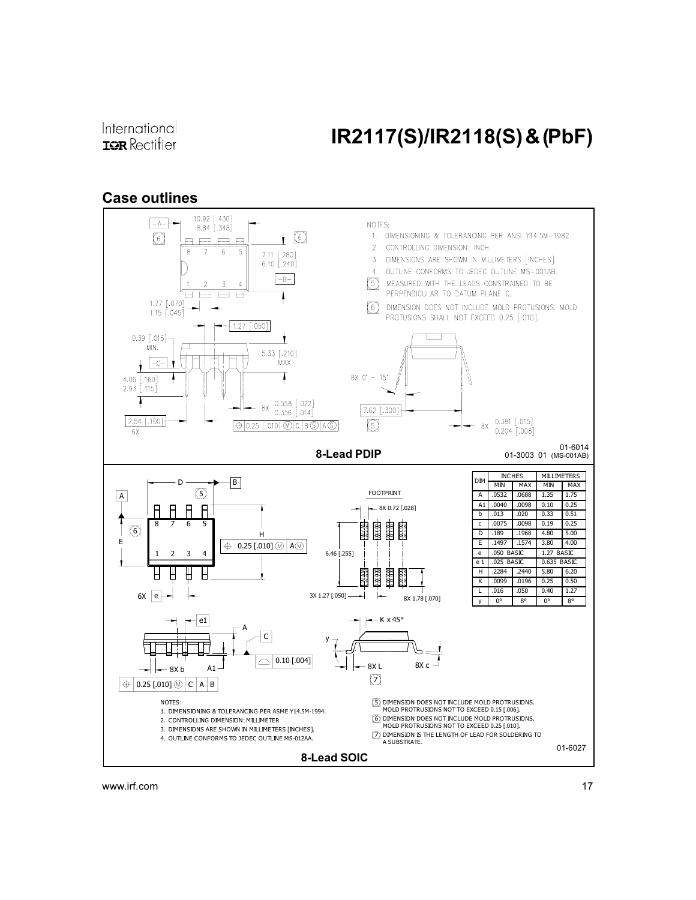## Case outlines

NOTES:

1. DIMENSIONING & TOLERANCING PER ANSI Y14.5M-1982.
2. CONTROLLING DIMENSION: INCH.
3. DIMENSIONS ARE SHOWN IN MILLIMETERS [INCHES].
4. OUTLINE CONFORMS TO JEDEC OUTLINE MS-001AB.
5. MEASURED WITH THE LEADS CONSTRAINED TO BE PERPENDICULAR TO DATUM PLANE C.
6. DIMENSION DOES NOT INCLUDE MOLD PROTUSIONS. MOLD PROTUSIONS SHALL NOT EXCEED 0.25 [.010].

**8-Lead PDIP**

01-6014
01-3003 01 (MS-001AB)

| DIM | INCHES | | MILLIMETERS | |
|---|---|---|---|---|
| | MIN | MAX | MIN | MAX |
| A | .0532 | .0688 | 1.35 | 1.75 |
| A1 | .0040 | .0098 | 0.10 | 0.25 |
| b | .013 | .020 | 0.33 | 0.51 |
| c | .0075 | .0098 | 0.19 | 0.25 |
| D | .189 | .1968 | 4.80 | 5.00 |
| E | .1497 | .1574 | 3.80 | 4.00 |
| e | .050 BASIC | | 1.27 BASIC | |
| e 1 | .025 BASIC | | 0.635 BASIC | |
| H | .2284 | .2440 | 5.80 | 6.20 |
| K | .0099 | .0196 | 0.25 | 0.50 |
| L | .016 | .050 | 0.40 | 1.27 |
| y | 0° | 8° | 0° | 8° |

NOTES:

1. DIMENSIONING & TOLERANCING PER ASME Y14.5M-1994.
2. CONTROLLING DIMENSION: MILLIMETER
3. DIMENSIONS ARE SHOWN IN MILLIMETERS [INCHES].
4. OUTLINE CONFORMS TO JEDEC OUTLINE MS-012AA.
5. DIMENSION DOES NOT INCLUDE MOLD PROTRUSIONS. MOLD PROTRUSIONS NOT TO EXCEED 0.15 [.006].
6. DIMENSION DOES NOT INCLUDE MOLD PROTRUSIONS. MOLD PROTRUSIONS NOT TO EXCEED 0.25 [.010].
7. DIMENSION IS THE LENGTH OF LEAD FOR SOLDERING TO A SUBSTRATE.

01-6027

**8-Lead SOIC**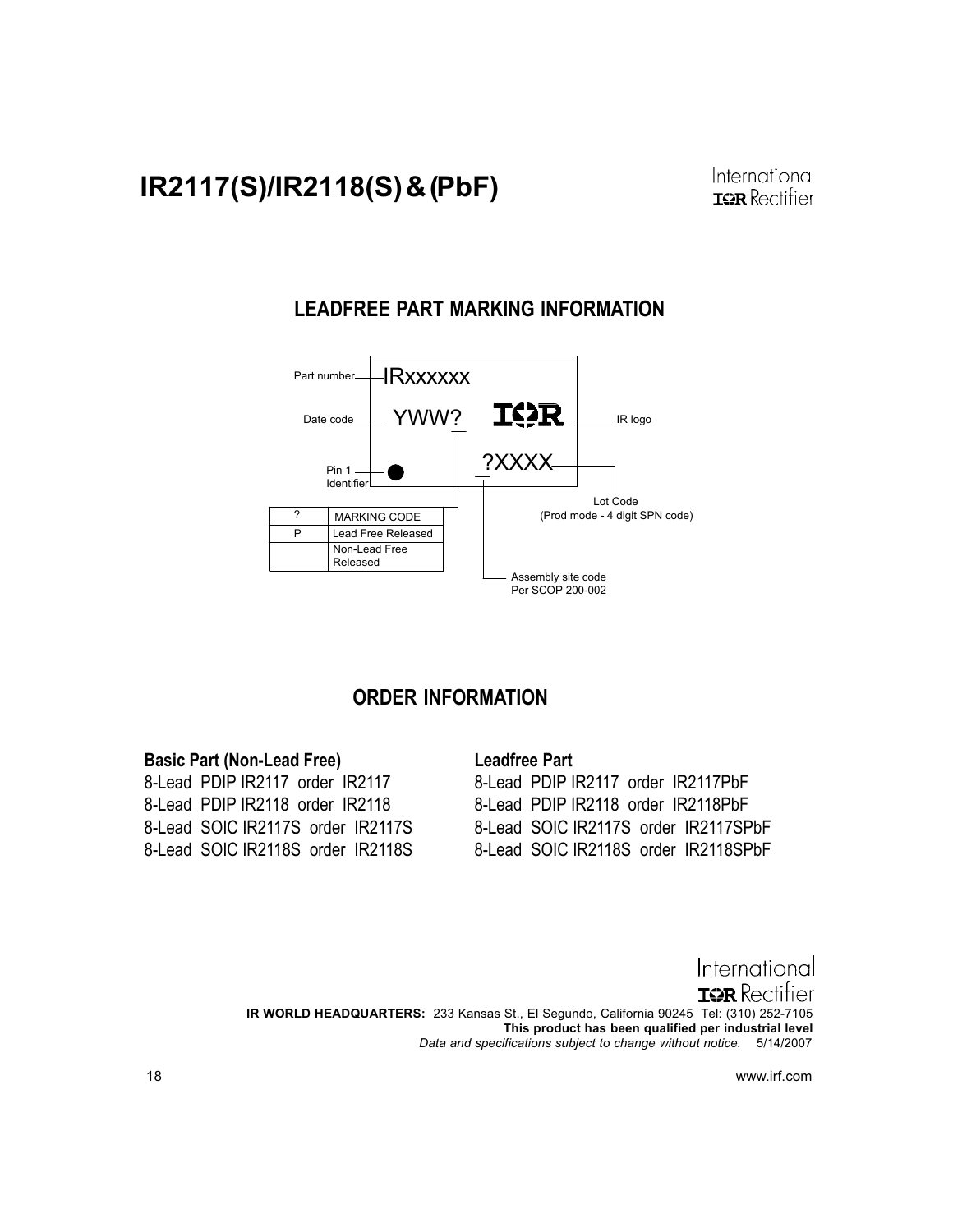## LEADFREE PART MARKING INFORMATION

Part number — IRxxxxxx

Date code — YWW?

IR logo

Pin 1 Identifier

?XXXX — Lot Code (Prod mode - 4 digit SPN code)

Assembly site code Per SCOP 200-002

| ? | MARKING CODE |
|---|---|
| P | Lead Free Released |
| | Non-Lead Free Released |

## ORDER INFORMATION

**Basic Part (Non-Lead Free)**

8-Lead PDIP IR2117 order IR2117
8-Lead PDIP IR2118 order IR2118
8-Lead SOIC IR2117S order IR2117S
8-Lead SOIC IR2118S order IR2118S

**Leadfree Part**

8-Lead PDIP IR2117 order IR2117PbF
8-Lead PDIP IR2118 order IR2118PbF
8-Lead SOIC IR2117S order IR2117SPbF
8-Lead SOIC IR2118S order IR2118SPbF

International
IOR Rectifier

**IR WORLD HEADQUARTERS:** 233 Kansas St., El Segundo, California 90245 Tel: (310) 252-7105
**This product has been qualified per industrial level**
*Data and specifications subject to change without notice.* 5/14/2007